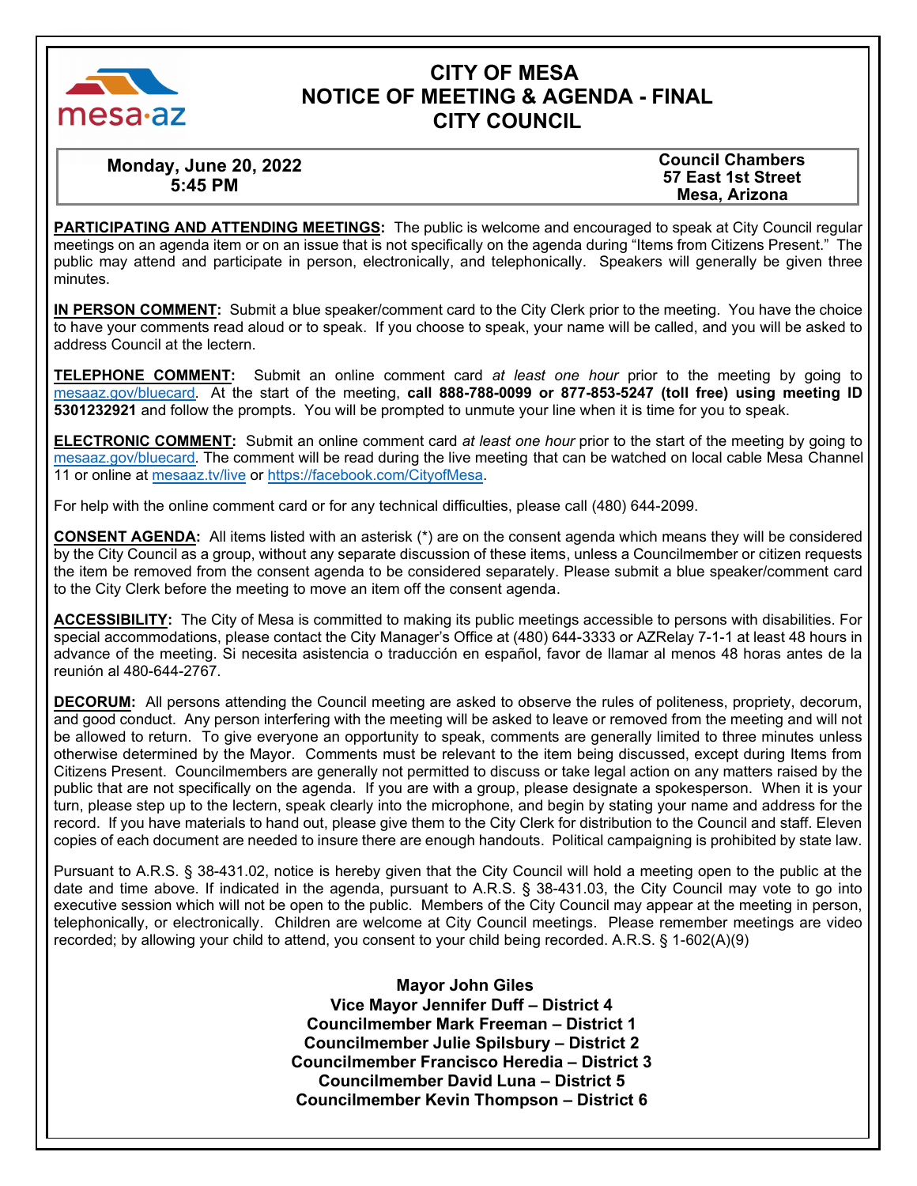# CITY OF MESA
# NOTICE OF MEETING & AGENDA - FINAL
# CITY COUNCIL

**Monday, June 20, 2022**
**5:45 PM**

**Council Chambers**
**57 East 1st Street**
**Mesa, Arizona**

**PARTICIPATING AND ATTENDING MEETINGS:** The public is welcome and encouraged to speak at City Council regular meetings on an agenda item or on an issue that is not specifically on the agenda during "Items from Citizens Present." The public may attend and participate in person, electronically, and telephonically. Speakers will generally be given three minutes.

**IN PERSON COMMENT:** Submit a blue speaker/comment card to the City Clerk prior to the meeting. You have the choice to have your comments read aloud or to speak. If you choose to speak, your name will be called, and you will be asked to address Council at the lectern.

**TELEPHONE COMMENT:** Submit an online comment card *at least one hour* prior to the meeting by going to mesaaz.gov/bluecard. At the start of the meeting, **call 888-788-0099 or 877-853-5247 (toll free) using meeting ID 5301232921** and follow the prompts. You will be prompted to unmute your line when it is time for you to speak.

**ELECTRONIC COMMENT:** Submit an online comment card *at least one hour* prior to the start of the meeting by going to mesaaz.gov/bluecard. The comment will be read during the live meeting that can be watched on local cable Mesa Channel 11 or online at mesaaz.tv/live or https://facebook.com/CityofMesa.

For help with the online comment card or for any technical difficulties, please call (480) 644-2099.

**CONSENT AGENDA:** All items listed with an asterisk (*) are on the consent agenda which means they will be considered by the City Council as a group, without any separate discussion of these items, unless a Councilmember or citizen requests the item be removed from the consent agenda to be considered separately. Please submit a blue speaker/comment card to the City Clerk before the meeting to move an item off the consent agenda.

**ACCESSIBILITY:** The City of Mesa is committed to making its public meetings accessible to persons with disabilities. For special accommodations, please contact the City Manager's Office at (480) 644-3333 or AZRelay 7-1-1 at least 48 hours in advance of the meeting. Si necesita asistencia o traducción en español, favor de llamar al menos 48 horas antes de la reunión al 480-644-2767.

**DECORUM:** All persons attending the Council meeting are asked to observe the rules of politeness, propriety, decorum, and good conduct. Any person interfering with the meeting will be asked to leave or removed from the meeting and will not be allowed to return. To give everyone an opportunity to speak, comments are generally limited to three minutes unless otherwise determined by the Mayor. Comments must be relevant to the item being discussed, except during Items from Citizens Present. Councilmembers are generally not permitted to discuss or take legal action on any matters raised by the public that are not specifically on the agenda. If you are with a group, please designate a spokesperson. When it is your turn, please step up to the lectern, speak clearly into the microphone, and begin by stating your name and address for the record. If you have materials to hand out, please give them to the City Clerk for distribution to the Council and staff. Eleven copies of each document are needed to insure there are enough handouts. Political campaigning is prohibited by state law.

Pursuant to A.R.S. § 38-431.02, notice is hereby given that the City Council will hold a meeting open to the public at the date and time above. If indicated in the agenda, pursuant to A.R.S. § 38-431.03, the City Council may vote to go into executive session which will not be open to the public. Members of the City Council may appear at the meeting in person, telephonically, or electronically. Children are welcome at City Council meetings. Please remember meetings are video recorded; by allowing your child to attend, you consent to your child being recorded. A.R.S. § 1-602(A)(9)

**Mayor John Giles**
**Vice Mayor Jennifer Duff – District 4**
**Councilmember Mark Freeman – District 1**
**Councilmember Julie Spilsbury – District 2**
**Councilmember Francisco Heredia – District 3**
**Councilmember David Luna – District 5**
**Councilmember Kevin Thompson – District 6**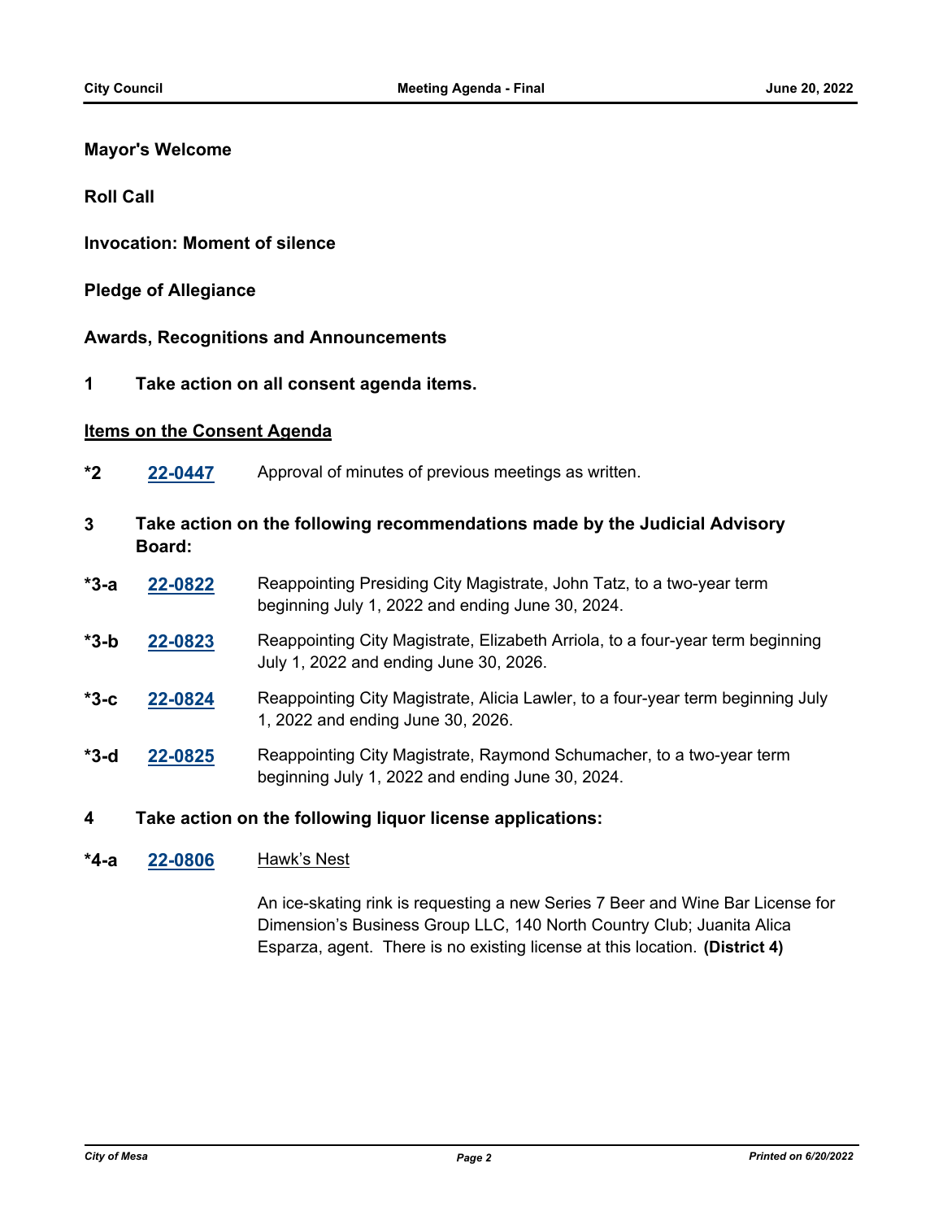**Mayor's Welcome**

**Roll Call**

**Invocation: Moment of silence**

**Pledge of Allegiance**

**Awards, Recognitions and Announcements**

**1 Take action on all consent agenda items.**

**Items on the Consent Agenda**

*2 **22-0447** Approval of minutes of previous meetings as written.

**3 Take action on the following recommendations made by the Judicial Advisory Board:**

*3-a **22-0822** Reappointing Presiding City Magistrate, John Tatz, to a two-year term beginning July 1, 2022 and ending June 30, 2024.

*3-b **22-0823** Reappointing City Magistrate, Elizabeth Arriola, to a four-year term beginning July 1, 2022 and ending June 30, 2026.

*3-c **22-0824** Reappointing City Magistrate, Alicia Lawler, to a four-year term beginning July 1, 2022 and ending June 30, 2026.

*3-d **22-0825** Reappointing City Magistrate, Raymond Schumacher, to a two-year term beginning July 1, 2022 and ending June 30, 2024.

**4 Take action on the following liquor license applications:**

*4-a **22-0806** Hawk's Nest

An ice-skating rink is requesting a new Series 7 Beer and Wine Bar License for Dimension's Business Group LLC, 140 North Country Club; Juanita Alica Esparza, agent. There is no existing license at this location. **(District 4)**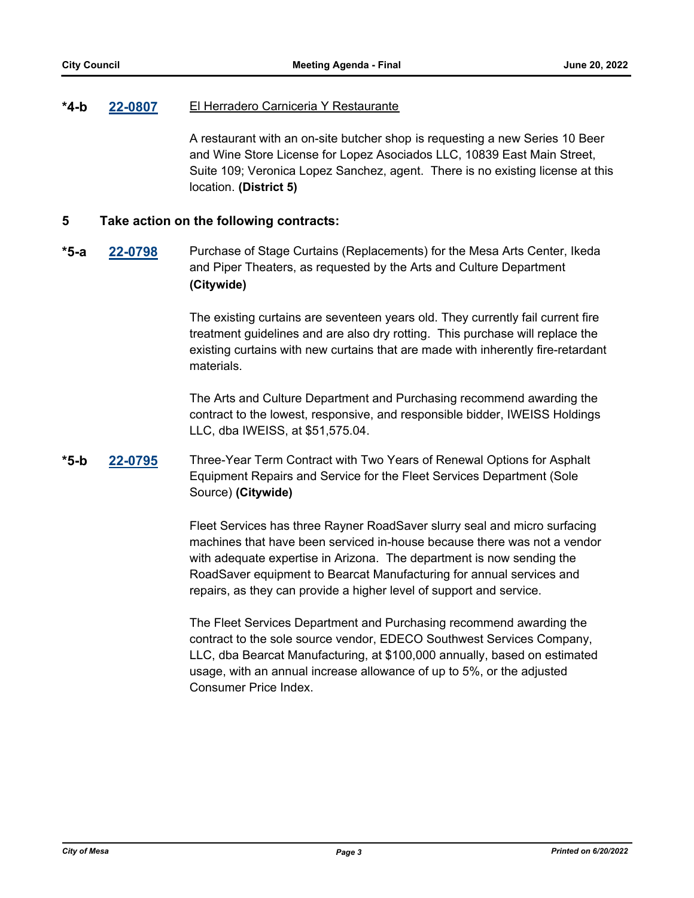**\*4-b** **22-0807** El Herradero Carniceria Y Restaurante

A restaurant with an on-site butcher shop is requesting a new Series 10 Beer and Wine Store License for Lopez Asociados LLC, 10839 East Main Street, Suite 109; Veronica Lopez Sanchez, agent. There is no existing license at this location. **(District 5)**

## 5 Take action on the following contracts:

**\*5-a** **22-0798** Purchase of Stage Curtains (Replacements) for the Mesa Arts Center, Ikeda and Piper Theaters, as requested by the Arts and Culture Department **(Citywide)**

The existing curtains are seventeen years old. They currently fail current fire treatment guidelines and are also dry rotting. This purchase will replace the existing curtains with new curtains that are made with inherently fire-retardant materials.

The Arts and Culture Department and Purchasing recommend awarding the contract to the lowest, responsive, and responsible bidder, IWEISS Holdings LLC, dba IWEISS, at $51,575.04.

**\*5-b** **22-0795** Three-Year Term Contract with Two Years of Renewal Options for Asphalt Equipment Repairs and Service for the Fleet Services Department (Sole Source) **(Citywide)**

Fleet Services has three Rayner RoadSaver slurry seal and micro surfacing machines that have been serviced in-house because there was not a vendor with adequate expertise in Arizona. The department is now sending the RoadSaver equipment to Bearcat Manufacturing for annual services and repairs, as they can provide a higher level of support and service.

The Fleet Services Department and Purchasing recommend awarding the contract to the sole source vendor, EDECO Southwest Services Company, LLC, dba Bearcat Manufacturing, at $100,000 annually, based on estimated usage, with an annual increase allowance of up to 5%, or the adjusted Consumer Price Index.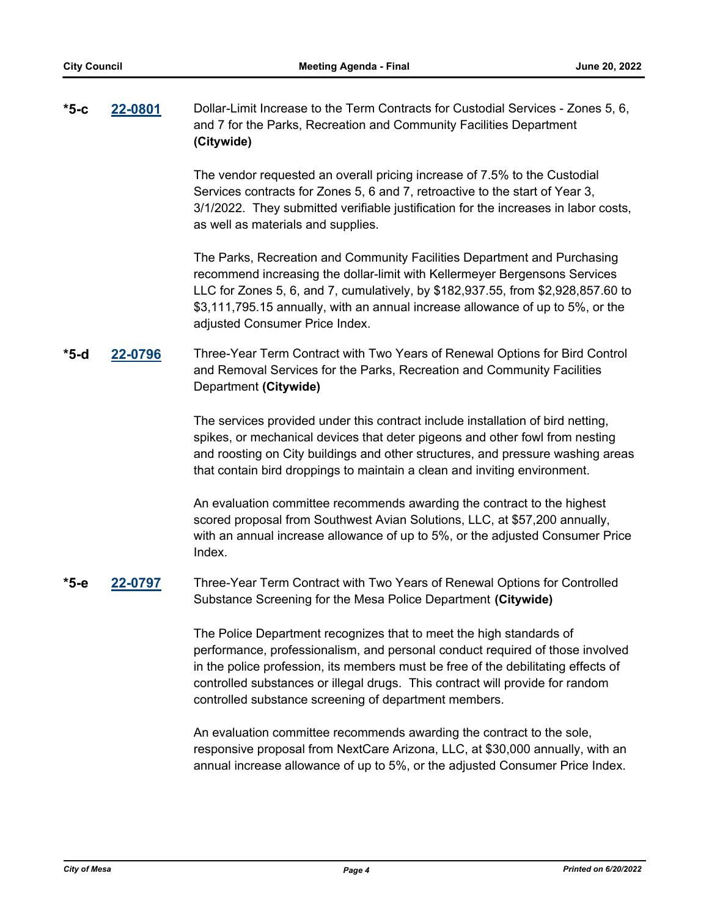**\*5-c** **22-0801** Dollar-Limit Increase to the Term Contracts for Custodial Services - Zones 5, 6, and 7 for the Parks, Recreation and Community Facilities Department **(Citywide)**

The vendor requested an overall pricing increase of 7.5% to the Custodial Services contracts for Zones 5, 6 and 7, retroactive to the start of Year 3, 3/1/2022. They submitted verifiable justification for the increases in labor costs, as well as materials and supplies.

The Parks, Recreation and Community Facilities Department and Purchasing recommend increasing the dollar-limit with Kellermeyer Bergensons Services LLC for Zones 5, 6, and 7, cumulatively, by $182,937.55, from $2,928,857.60 to $3,111,795.15 annually, with an annual increase allowance of up to 5%, or the adjusted Consumer Price Index.

**\*5-d** **22-0796** Three-Year Term Contract with Two Years of Renewal Options for Bird Control and Removal Services for the Parks, Recreation and Community Facilities Department **(Citywide)**

The services provided under this contract include installation of bird netting, spikes, or mechanical devices that deter pigeons and other fowl from nesting and roosting on City buildings and other structures, and pressure washing areas that contain bird droppings to maintain a clean and inviting environment.

An evaluation committee recommends awarding the contract to the highest scored proposal from Southwest Avian Solutions, LLC, at $57,200 annually, with an annual increase allowance of up to 5%, or the adjusted Consumer Price Index.

**\*5-e** **22-0797** Three-Year Term Contract with Two Years of Renewal Options for Controlled Substance Screening for the Mesa Police Department **(Citywide)**

The Police Department recognizes that to meet the high standards of performance, professionalism, and personal conduct required of those involved in the police profession, its members must be free of the debilitating effects of controlled substances or illegal drugs. This contract will provide for random controlled substance screening of department members.

An evaluation committee recommends awarding the contract to the sole, responsive proposal from NextCare Arizona, LLC, at $30,000 annually, with an annual increase allowance of up to 5%, or the adjusted Consumer Price Index.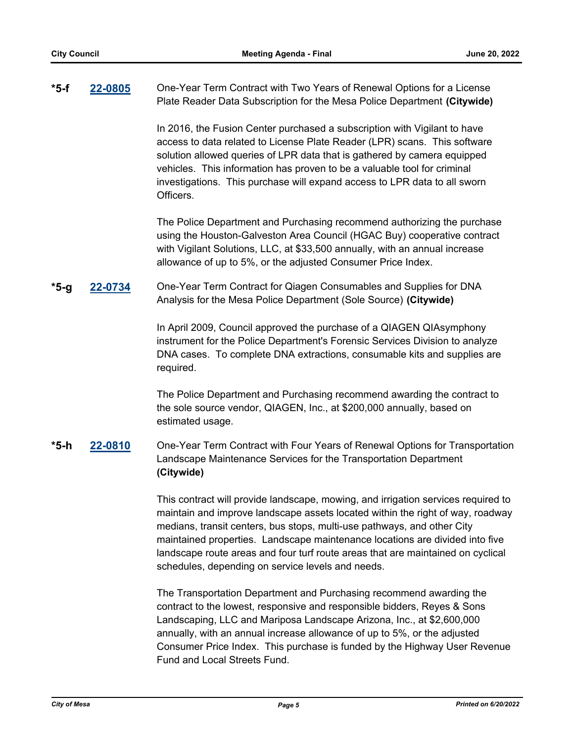**\*5-f** **22-0805** One-Year Term Contract with Two Years of Renewal Options for a License Plate Reader Data Subscription for the Mesa Police Department **(Citywide)**

In 2016, the Fusion Center purchased a subscription with Vigilant to have access to data related to License Plate Reader (LPR) scans. This software solution allowed queries of LPR data that is gathered by camera equipped vehicles. This information has proven to be a valuable tool for criminal investigations. This purchase will expand access to LPR data to all sworn Officers.

The Police Department and Purchasing recommend authorizing the purchase using the Houston-Galveston Area Council (HGAC Buy) cooperative contract with Vigilant Solutions, LLC, at $33,500 annually, with an annual increase allowance of up to 5%, or the adjusted Consumer Price Index.

**\*5-g** **22-0734** One-Year Term Contract for Qiagen Consumables and Supplies for DNA Analysis for the Mesa Police Department (Sole Source) **(Citywide)**

In April 2009, Council approved the purchase of a QIAGEN QIAsymphony instrument for the Police Department's Forensic Services Division to analyze DNA cases. To complete DNA extractions, consumable kits and supplies are required.

The Police Department and Purchasing recommend awarding the contract to the sole source vendor, QIAGEN, Inc., at $200,000 annually, based on estimated usage.

**\*5-h** **22-0810** One-Year Term Contract with Four Years of Renewal Options for Transportation Landscape Maintenance Services for the Transportation Department **(Citywide)**

This contract will provide landscape, mowing, and irrigation services required to maintain and improve landscape assets located within the right of way, roadway medians, transit centers, bus stops, multi-use pathways, and other City maintained properties. Landscape maintenance locations are divided into five landscape route areas and four turf route areas that are maintained on cyclical schedules, depending on service levels and needs.

The Transportation Department and Purchasing recommend awarding the contract to the lowest, responsive and responsible bidders, Reyes & Sons Landscaping, LLC and Mariposa Landscape Arizona, Inc., at $2,600,000 annually, with an annual increase allowance of up to 5%, or the adjusted Consumer Price Index. This purchase is funded by the Highway User Revenue Fund and Local Streets Fund.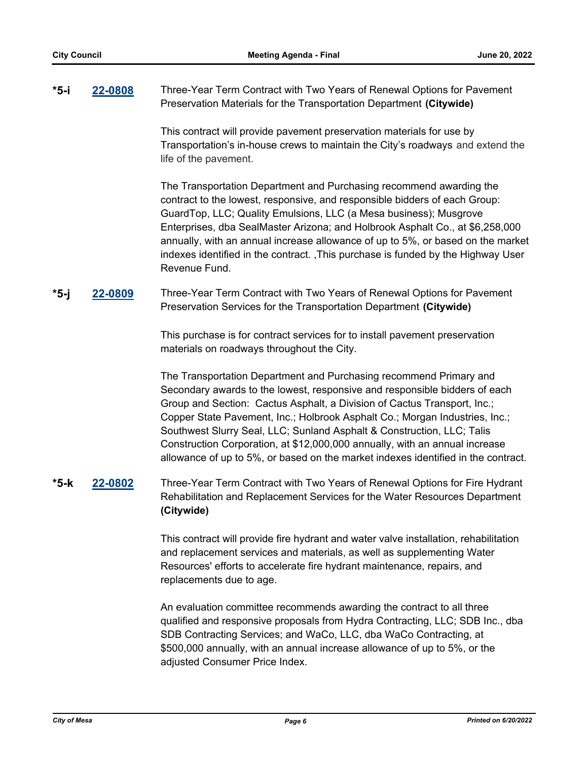**\*5-i** **22-0808** Three-Year Term Contract with Two Years of Renewal Options for Pavement Preservation Materials for the Transportation Department **(Citywide)**

This contract will provide pavement preservation materials for use by Transportation's in-house crews to maintain the City's roadways and extend the life of the pavement.

The Transportation Department and Purchasing recommend awarding the contract to the lowest, responsive, and responsible bidders of each Group: GuardTop, LLC; Quality Emulsions, LLC (a Mesa business); Musgrove Enterprises, dba SealMaster Arizona; and Holbrook Asphalt Co., at $6,258,000 annually, with an annual increase allowance of up to 5%, or based on the market indexes identified in the contract. ,This purchase is funded by the Highway User Revenue Fund.

**\*5-j** **22-0809** Three-Year Term Contract with Two Years of Renewal Options for Pavement Preservation Services for the Transportation Department **(Citywide)**

This purchase is for contract services for to install pavement preservation materials on roadways throughout the City.

The Transportation Department and Purchasing recommend Primary and Secondary awards to the lowest, responsive and responsible bidders of each Group and Section: Cactus Asphalt, a Division of Cactus Transport, Inc.; Copper State Pavement, Inc.; Holbrook Asphalt Co.; Morgan Industries, Inc.; Southwest Slurry Seal, LLC; Sunland Asphalt & Construction, LLC; Talis Construction Corporation, at $12,000,000 annually, with an annual increase allowance of up to 5%, or based on the market indexes identified in the contract.

**\*5-k** **22-0802** Three-Year Term Contract with Two Years of Renewal Options for Fire Hydrant Rehabilitation and Replacement Services for the Water Resources Department **(Citywide)**

This contract will provide fire hydrant and water valve installation, rehabilitation and replacement services and materials, as well as supplementing Water Resources' efforts to accelerate fire hydrant maintenance, repairs, and replacements due to age.

An evaluation committee recommends awarding the contract to all three qualified and responsive proposals from Hydra Contracting, LLC; SDB Inc., dba SDB Contracting Services; and WaCo, LLC, dba WaCo Contracting, at $500,000 annually, with an annual increase allowance of up to 5%, or the adjusted Consumer Price Index.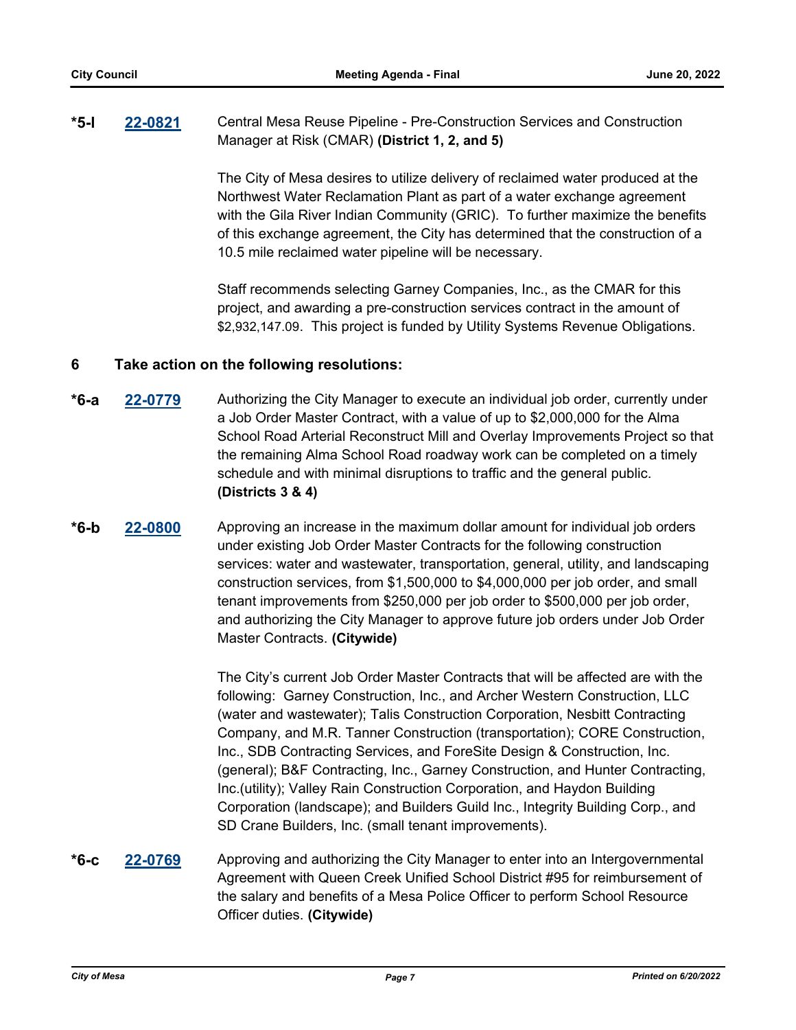**\*5-l** **22-0821** Central Mesa Reuse Pipeline - Pre-Construction Services and Construction Manager at Risk (CMAR) **(District 1, 2, and 5)**

The City of Mesa desires to utilize delivery of reclaimed water produced at the Northwest Water Reclamation Plant as part of a water exchange agreement with the Gila River Indian Community (GRIC). To further maximize the benefits of this exchange agreement, the City has determined that the construction of a 10.5 mile reclaimed water pipeline will be necessary.

Staff recommends selecting Garney Companies, Inc., as the CMAR for this project, and awarding a pre-construction services contract in the amount of $2,932,147.09. This project is funded by Utility Systems Revenue Obligations.

## 6 Take action on the following resolutions:

**\*6-a** **22-0779** Authorizing the City Manager to execute an individual job order, currently under a Job Order Master Contract, with a value of up to $2,000,000 for the Alma School Road Arterial Reconstruct Mill and Overlay Improvements Project so that the remaining Alma School Road roadway work can be completed on a timely schedule and with minimal disruptions to traffic and the general public. **(Districts 3 & 4)**

**\*6-b** **22-0800** Approving an increase in the maximum dollar amount for individual job orders under existing Job Order Master Contracts for the following construction services: water and wastewater, transportation, general, utility, and landscaping construction services, from $1,500,000 to $4,000,000 per job order, and small tenant improvements from $250,000 per job order to $500,000 per job order, and authorizing the City Manager to approve future job orders under Job Order Master Contracts. **(Citywide)**

The City's current Job Order Master Contracts that will be affected are with the following: Garney Construction, Inc., and Archer Western Construction, LLC (water and wastewater); Talis Construction Corporation, Nesbitt Contracting Company, and M.R. Tanner Construction (transportation); CORE Construction, Inc., SDB Contracting Services, and ForeSite Design & Construction, Inc. (general); B&F Contracting, Inc., Garney Construction, and Hunter Contracting, Inc.(utility); Valley Rain Construction Corporation, and Haydon Building Corporation (landscape); and Builders Guild Inc., Integrity Building Corp., and SD Crane Builders, Inc. (small tenant improvements).

**\*6-c** **22-0769** Approving and authorizing the City Manager to enter into an Intergovernmental Agreement with Queen Creek Unified School District #95 for reimbursement of the salary and benefits of a Mesa Police Officer to perform School Resource Officer duties. **(Citywide)**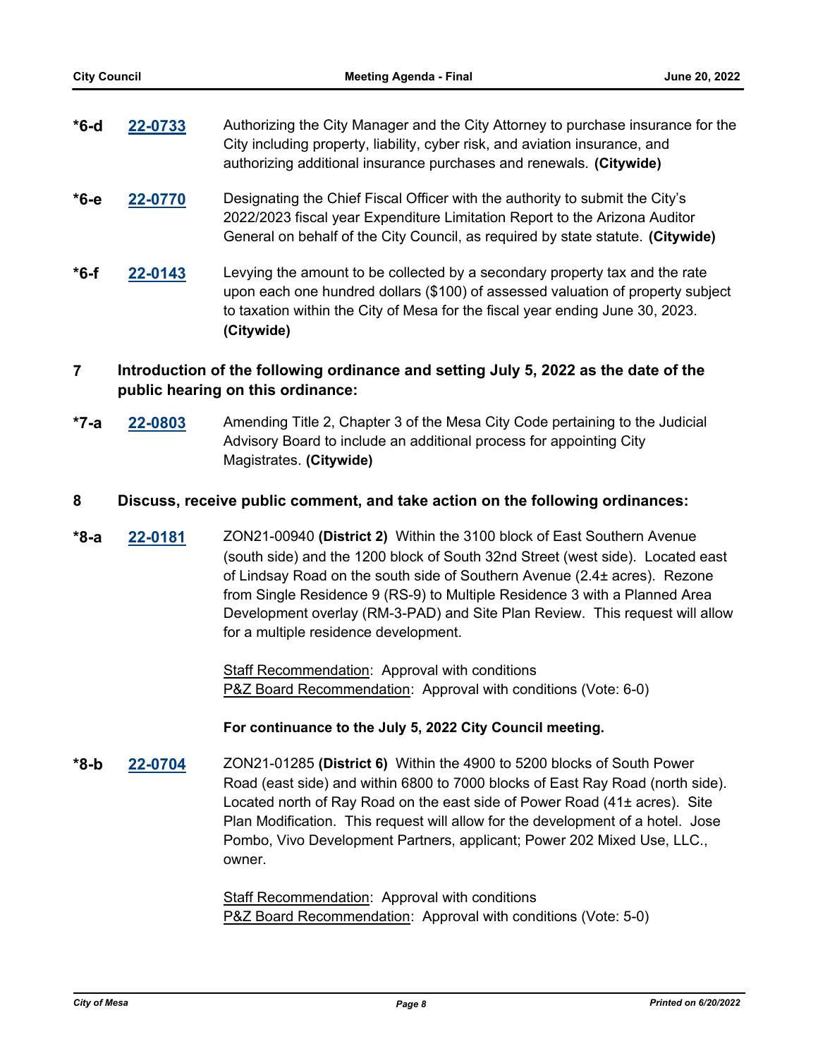**\*6-d** **22-0733** Authorizing the City Manager and the City Attorney to purchase insurance for the City including property, liability, cyber risk, and aviation insurance, and authorizing additional insurance purchases and renewals. **(Citywide)**

**\*6-e** **22-0770** Designating the Chief Fiscal Officer with the authority to submit the City's 2022/2023 fiscal year Expenditure Limitation Report to the Arizona Auditor General on behalf of the City Council, as required by state statute. **(Citywide)**

**\*6-f** **22-0143** Levying the amount to be collected by a secondary property tax and the rate upon each one hundred dollars ($100) of assessed valuation of property subject to taxation within the City of Mesa for the fiscal year ending June 30, 2023. **(Citywide)**

## 7 Introduction of the following ordinance and setting July 5, 2022 as the date of the public hearing on this ordinance:

**\*7-a** **22-0803** Amending Title 2, Chapter 3 of the Mesa City Code pertaining to the Judicial Advisory Board to include an additional process for appointing City Magistrates. **(Citywide)**

## 8 Discuss, receive public comment, and take action on the following ordinances:

**\*8-a** **22-0181** ZON21-00940 **(District 2)** Within the 3100 block of East Southern Avenue (south side) and the 1200 block of South 32nd Street (west side). Located east of Lindsay Road on the south side of Southern Avenue (2.4± acres). Rezone from Single Residence 9 (RS-9) to Multiple Residence 3 with a Planned Area Development overlay (RM-3-PAD) and Site Plan Review. This request will allow for a multiple residence development.

Staff Recommendation: Approval with conditions
P&Z Board Recommendation: Approval with conditions (Vote: 6-0)

**For continuance to the July 5, 2022 City Council meeting.**

**\*8-b** **22-0704** ZON21-01285 **(District 6)** Within the 4900 to 5200 blocks of South Power Road (east side) and within 6800 to 7000 blocks of East Ray Road (north side). Located north of Ray Road on the east side of Power Road (41± acres). Site Plan Modification. This request will allow for the development of a hotel. Jose Pombo, Vivo Development Partners, applicant; Power 202 Mixed Use, LLC., owner.

Staff Recommendation: Approval with conditions
P&Z Board Recommendation: Approval with conditions (Vote: 5-0)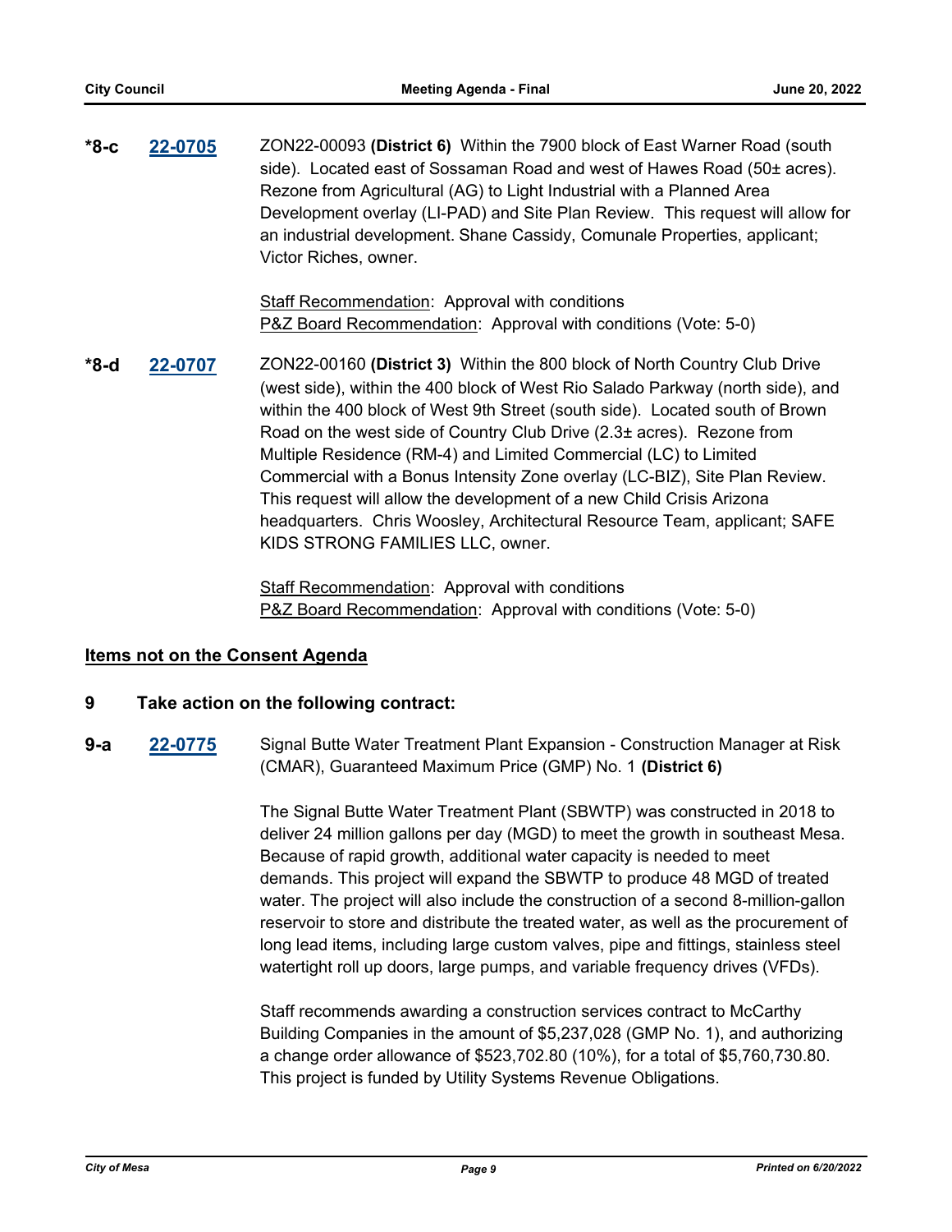**\*8-c** **22-0705** ZON22-00093 **(District 6)** Within the 7900 block of East Warner Road (south side). Located east of Sossaman Road and west of Hawes Road (50± acres). Rezone from Agricultural (AG) to Light Industrial with a Planned Area Development overlay (LI-PAD) and Site Plan Review. This request will allow for an industrial development. Shane Cassidy, Comunale Properties, applicant; Victor Riches, owner.

Staff Recommendation: Approval with conditions
P&Z Board Recommendation: Approval with conditions (Vote: 5-0)

**\*8-d** **22-0707** ZON22-00160 **(District 3)** Within the 800 block of North Country Club Drive (west side), within the 400 block of West Rio Salado Parkway (north side), and within the 400 block of West 9th Street (south side). Located south of Brown Road on the west side of Country Club Drive (2.3± acres). Rezone from Multiple Residence (RM-4) and Limited Commercial (LC) to Limited Commercial with a Bonus Intensity Zone overlay (LC-BIZ), Site Plan Review. This request will allow the development of a new Child Crisis Arizona headquarters. Chris Woosley, Architectural Resource Team, applicant; SAFE KIDS STRONG FAMILIES LLC, owner.

Staff Recommendation: Approval with conditions
P&Z Board Recommendation: Approval with conditions (Vote: 5-0)

## Items not on the Consent Agenda

### 9 Take action on the following contract:

**9-a** **22-0775** Signal Butte Water Treatment Plant Expansion - Construction Manager at Risk (CMAR), Guaranteed Maximum Price (GMP) No. 1 **(District 6)**

The Signal Butte Water Treatment Plant (SBWTP) was constructed in 2018 to deliver 24 million gallons per day (MGD) to meet the growth in southeast Mesa. Because of rapid growth, additional water capacity is needed to meet demands. This project will expand the SBWTP to produce 48 MGD of treated water. The project will also include the construction of a second 8-million-gallon reservoir to store and distribute the treated water, as well as the procurement of long lead items, including large custom valves, pipe and fittings, stainless steel watertight roll up doors, large pumps, and variable frequency drives (VFDs).

Staff recommends awarding a construction services contract to McCarthy Building Companies in the amount of $5,237,028 (GMP No. 1), and authorizing a change order allowance of $523,702.80 (10%), for a total of $5,760,730.80. This project is funded by Utility Systems Revenue Obligations.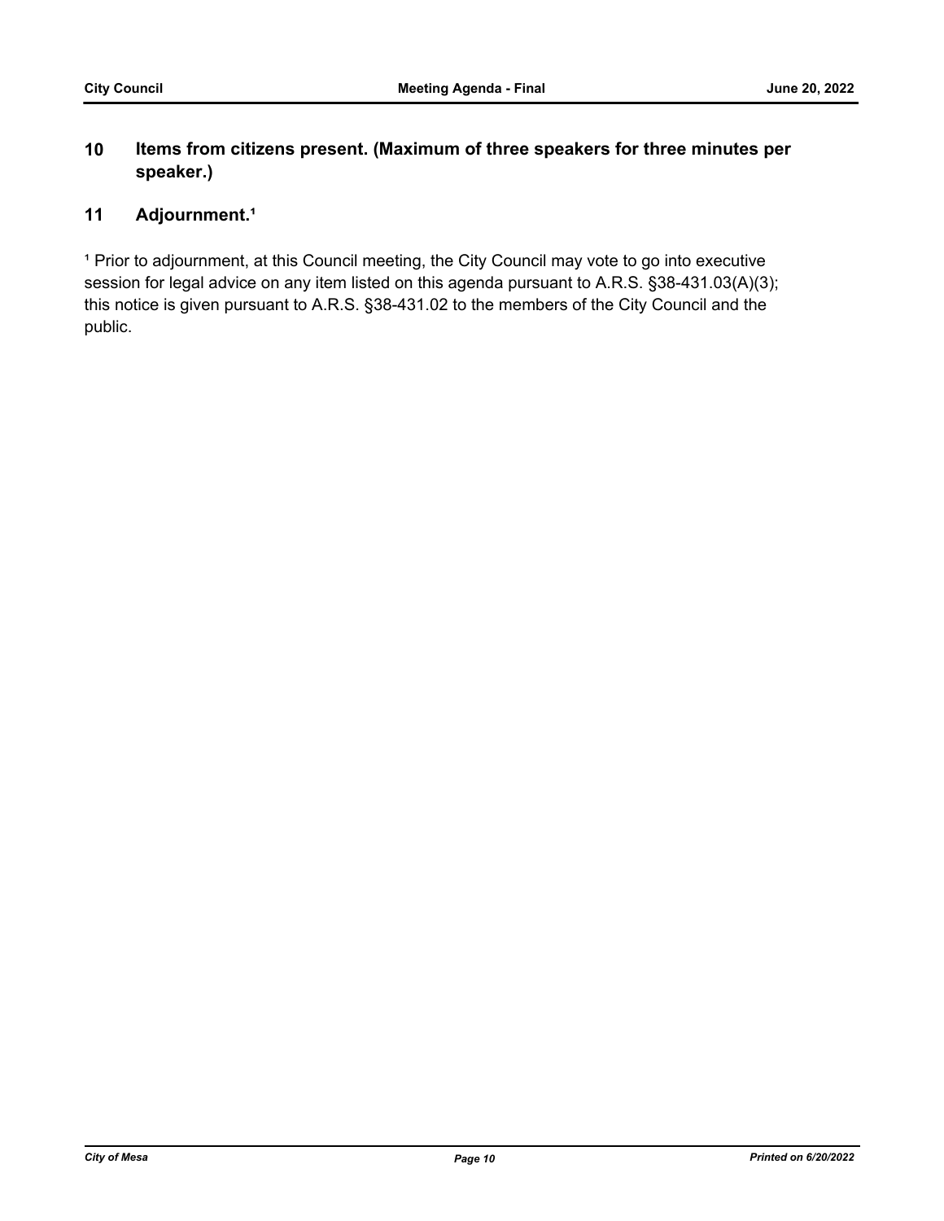**10 Items from citizens present. (Maximum of three speakers for three minutes per speaker.)**

**11 Adjournment.[1]**

[1] Prior to adjournment, at this Council meeting, the City Council may vote to go into executive session for legal advice on any item listed on this agenda pursuant to A.R.S. §38-431.03(A)(3); this notice is given pursuant to A.R.S. §38-431.02 to the members of the City Council and the public.